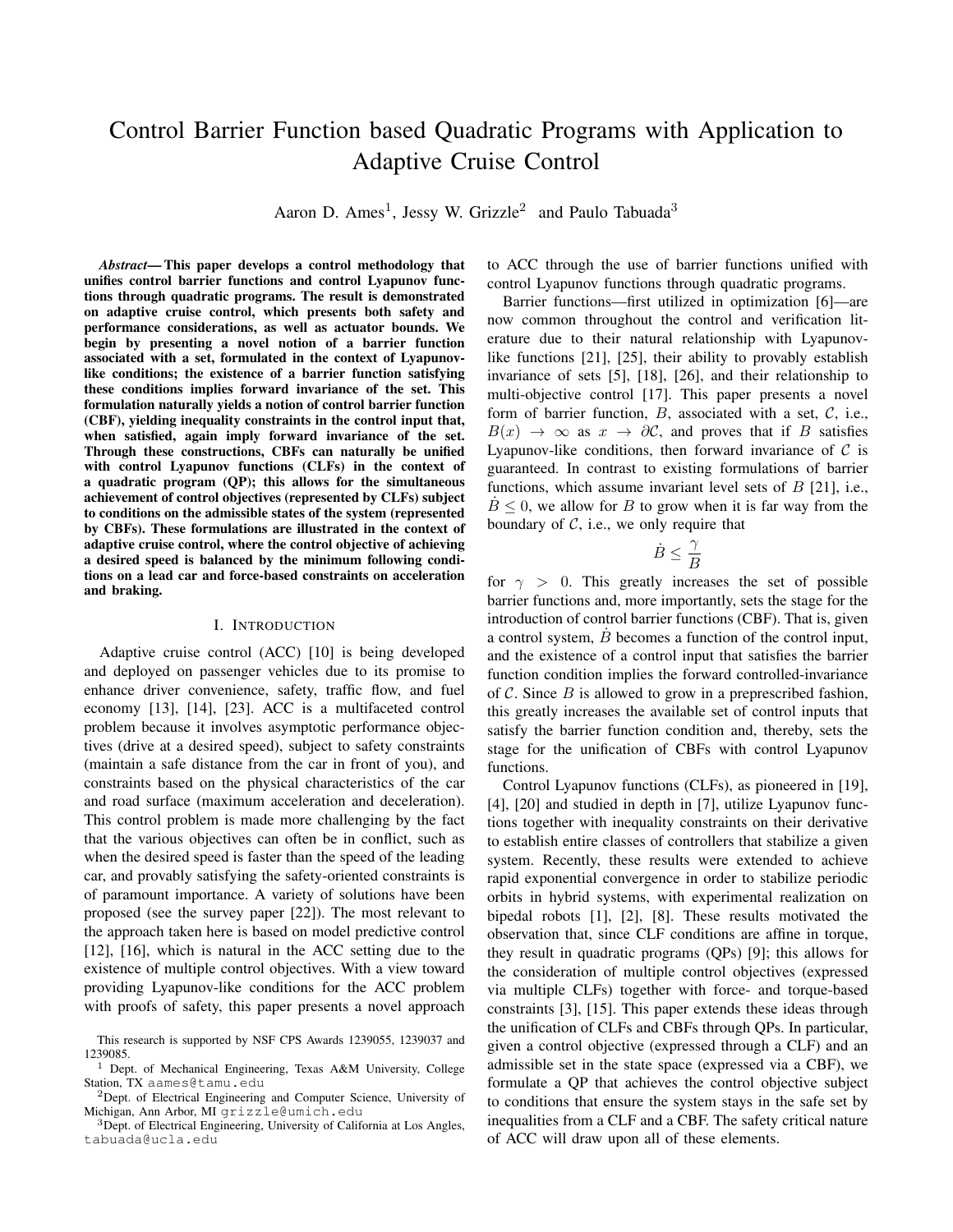# Control Barrier Function based Quadratic Programs with Application to Adaptive Cruise Control

Aaron D. Ames[1], Jessy W. Grizzle[2] and Paulo Tabuada[3]

***Abstract*— This paper develops a control methodology that unifies control barrier functions and control Lyapunov functions through quadratic programs. The result is demonstrated on adaptive cruise control, which presents both safety and performance considerations, as well as actuator bounds. We begin by presenting a novel notion of a barrier function associated with a set, formulated in the context of Lyapunov-like conditions; the existence of a barrier function satisfying these conditions implies forward invariance of the set. This formulation naturally yields a notion of control barrier function (CBF), yielding inequality constraints in the control input that, when satisfied, again imply forward invariance of the set. Through these constructions, CBFs can naturally be unified with control Lyapunov functions (CLFs) in the context of a quadratic program (QP); this allows for the simultaneous achievement of control objectives (represented by CLFs) subject to conditions on the admissible states of the system (represented by CBFs). These formulations are illustrated in the context of adaptive cruise control, where the control objective of achieving a desired speed is balanced by the minimum following conditions on a lead car and force-based constraints on acceleration and braking.**

## I. Introduction

Adaptive cruise control (ACC) [10] is being developed and deployed on passenger vehicles due to its promise to enhance driver convenience, safety, traffic flow, and fuel economy [13], [14], [23]. ACC is a multifaceted control problem because it involves asymptotic performance objectives (drive at a desired speed), subject to safety constraints (maintain a safe distance from the car in front of you), and constraints based on the physical characteristics of the car and road surface (maximum acceleration and deceleration). This control problem is made more challenging by the fact that the various objectives can often be in conflict, such as when the desired speed is faster than the speed of the leading car, and provably satisfying the safety-oriented constraints is of paramount importance. A variety of solutions have been proposed (see the survey paper [22]). The most relevant to the approach taken here is based on model predictive control [12], [16], which is natural in the ACC setting due to the existence of multiple control objectives. With a view toward providing Lyapunov-like conditions for the ACC problem with proofs of safety, this paper presents a novel approach to ACC through the use of barrier functions unified with control Lyapunov functions through quadratic programs.

Barrier functions—first utilized in optimization [6]—are now common throughout the control and verification literature due to their natural relationship with Lyapunov-like functions [21], [25], their ability to provably establish invariance of sets [5], [18], [26], and their relationship to multi-objective control [17]. This paper presents a novel form of barrier function, $B$, associated with a set, $\mathcal{C}$, i.e., $B(x) \to \infty$ as $x \to \partial\mathcal{C}$, and proves that if $B$ satisfies Lyapunov-like conditions, then forward invariance of $\mathcal{C}$ is guaranteed. In contrast to existing formulations of barrier functions, which assume invariant level sets of $B$ [21], i.e., $\dot{B} \leq 0$, we allow for $B$ to grow when it is far way from the boundary of $\mathcal{C}$, i.e., we only require that

$$\dot{B} \leq \frac{\gamma}{B}$$

for $\gamma > 0$. This greatly increases the set of possible barrier functions and, more importantly, sets the stage for the introduction of control barrier functions (CBF). That is, given a control system, $\dot{B}$ becomes a function of the control input, and the existence of a control input that satisfies the barrier function condition implies the forward controlled-invariance of $\mathcal{C}$. Since $B$ is allowed to grow in a preprescribed fashion, this greatly increases the available set of control inputs that satisfy the barrier function condition and, thereby, sets the stage for the unification of CBFs with control Lyapunov functions.

Control Lyapunov functions (CLFs), as pioneered in [19], [4], [20] and studied in depth in [7], utilize Lyapunov functions together with inequality constraints on their derivative to establish entire classes of controllers that stabilize a given system. Recently, these results were extended to achieve rapid exponential convergence in order to stabilize periodic orbits in hybrid systems, with experimental realization on bipedal robots [1], [2], [8]. These results motivated the observation that, since CLF conditions are affine in torque, they result in quadratic programs (QPs) [9]; this allows for the consideration of multiple control objectives (expressed via multiple CLFs) together with force- and torque-based constraints [3], [15]. This paper extends these ideas through the unification of CLFs and CBFs through QPs. In particular, given a control objective (expressed through a CLF) and an admissible set in the state space (expressed via a CBF), we formulate a QP that achieves the control objective subject to conditions that ensure the system stays in the safe set by inequalities from a CLF and a CBF. The safety critical nature of ACC will draw upon all of these elements.

This research is supported by NSF CPS Awards 1239055, 1239037 and 1239085.

[1] Dept. of Mechanical Engineering, Texas A&M University, College Station, TX aames@tamu.edu

[2] Dept. of Electrical Engineering and Computer Science, University of Michigan, Ann Arbor, MI grizzle@umich.edu

[3] Dept. of Electrical Engineering, University of California at Los Angles, tabuada@ucla.edu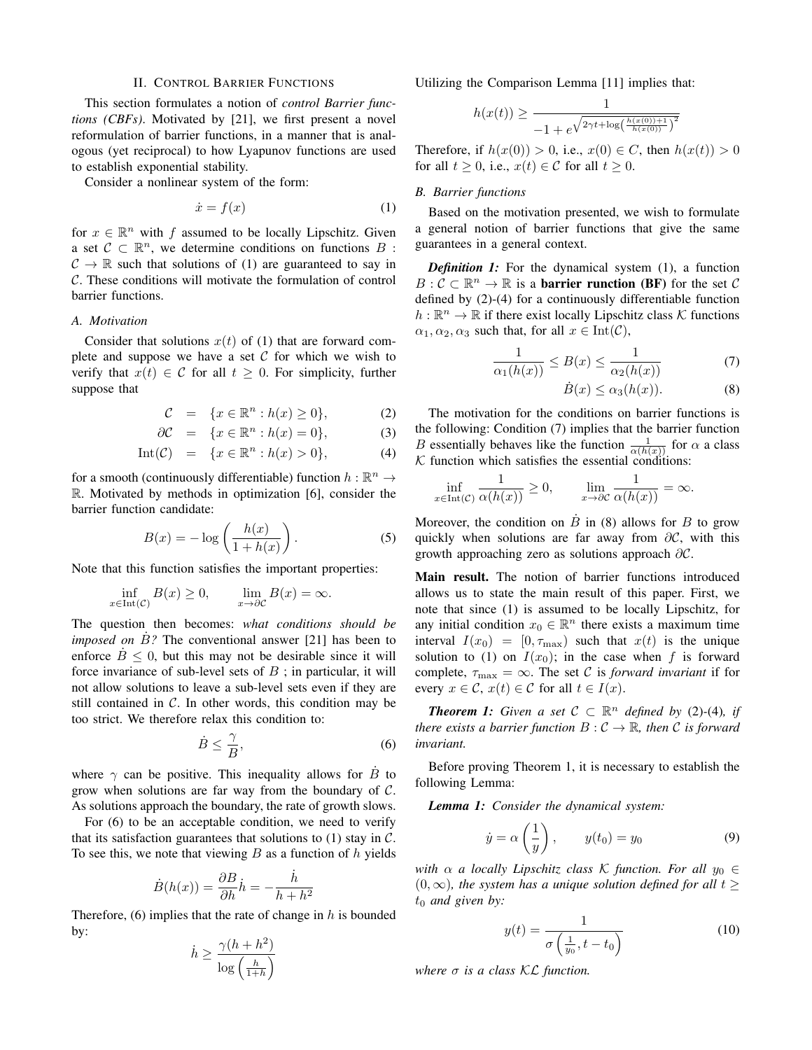## II. Control Barrier Functions

This section formulates a notion of *control Barrier functions (CBFs)*. Motivated by [21], we first present a novel reformulation of barrier functions, in a manner that is analogous (yet reciprocal) to how Lyapunov functions are used to establish exponential stability.

Consider a nonlinear system of the form:

$$\dot{x} = f(x) \tag{1}$$

for $x \in \mathbb{R}^n$ with $f$ assumed to be locally Lipschitz. Given a set $\mathcal{C} \subset \mathbb{R}^n$, we determine conditions on functions $B : \mathcal{C} \to \mathbb{R}$ such that solutions of (1) are guaranteed to say in $\mathcal{C}$. These conditions will motivate the formulation of control barrier functions.

### A. Motivation

Consider that solutions $x(t)$ of (1) that are forward complete and suppose we have a set $\mathcal{C}$ for which we wish to verify that $x(t) \in \mathcal{C}$ for all $t \geq 0$. For simplicity, further suppose that

$$\mathcal{C} = \{x \in \mathbb{R}^n : h(x) \geq 0\}, \tag{2}$$

$$\partial\mathcal{C} = \{x \in \mathbb{R}^n : h(x) = 0\}, \tag{3}$$

$$\mathrm{Int}(\mathcal{C}) = \{x \in \mathbb{R}^n : h(x) > 0\}, \tag{4}$$

for a smooth (continuously differentiable) function $h : \mathbb{R}^n \to \mathbb{R}$. Motivated by methods in optimization [6], consider the barrier function candidate:

$$B(x) = -\log\left(\frac{h(x)}{1 + h(x)}\right). \tag{5}$$

Note that this function satisfies the important properties:

$$\inf_{x \in \mathrm{Int}(\mathcal{C})} B(x) \geq 0, \qquad \lim_{x \to \partial\mathcal{C}} B(x) = \infty.$$

The question then becomes: *what conditions should be imposed on $\dot{B}$?* The conventional answer [21] has been to enforce $\dot{B} \leq 0$, but this may not be desirable since it will force invariance of sub-level sets of $B$ ; in particular, it will not allow solutions to leave a sub-level sets even if they are still contained in $\mathcal{C}$. In other words, this condition may be too strict. We therefore relax this condition to:

$$\dot{B} \leq \frac{\gamma}{B}, \tag{6}$$

where $\gamma$ can be positive. This inequality allows for $\dot{B}$ to grow when solutions are far way from the boundary of $\mathcal{C}$. As solutions approach the boundary, the rate of growth slows.

For (6) to be an acceptable condition, we need to verify that its satisfaction guarantees that solutions to (1) stay in $\mathcal{C}$. To see this, we note that viewing $B$ as a function of $h$ yields

$$\dot{B}(h(x)) = \frac{\partial B}{\partial h}\dot{h} = -\frac{\dot{h}}{h + h^2}$$

Therefore, (6) implies that the rate of change in $h$ is bounded by:

$$\dot{h} \geq \frac{\gamma(h + h^2)}{\log\left(\frac{h}{1+h}\right)}$$

Utilizing the Comparison Lemma [11] implies that:

$$h(x(t)) \geq \frac{1}{-1 + e^{\sqrt{2\gamma t + \log\left(\frac{h(x(0))+1}{h(x(0))}\right)^2}}}$$

Therefore, if $h(x(0)) > 0$, i.e., $x(0) \in C$, then $h(x(t)) > 0$ for all $t \geq 0$, i.e., $x(t) \in \mathcal{C}$ for all $t \geq 0$.

### B. Barrier functions

Based on the motivation presented, we wish to formulate a general notion of barrier functions that give the same guarantees in a general context.

***Definition 1:*** For the dynamical system (1), a function $B : \mathcal{C} \subset \mathbb{R}^n \to \mathbb{R}$ is a **barrier runction (BF)** for the set $\mathcal{C}$ defined by (2)-(4) for a continuously differentiable function $h : \mathbb{R}^n \to \mathbb{R}$ if there exist locally Lipschitz class $\mathcal{K}$ functions $\alpha_1, \alpha_2, \alpha_3$ such that, for all $x \in \mathrm{Int}(\mathcal{C})$,

$$\frac{1}{\alpha_1(h(x))} \leq B(x) \leq \frac{1}{\alpha_2(h(x))} \tag{7}$$

$$\dot{B}(x) \leq \alpha_3(h(x)). \tag{8}$$

The motivation for the conditions on barrier functions is the following: Condition (7) implies that the barrier function $B$ essentially behaves like the function $\frac{1}{\alpha(h(x))}$ for $\alpha$ a class $\mathcal{K}$ function which satisfies the essential conditions:

$$\inf_{x \in \mathrm{Int}(\mathcal{C})} \frac{1}{\alpha(h(x))} \geq 0, \qquad \lim_{x \to \partial\mathcal{C}} \frac{1}{\alpha(h(x))} = \infty.$$

Moreover, the condition on $\dot{B}$ in (8) allows for $B$ to grow quickly when solutions are far away from $\partial\mathcal{C}$, with this growth approaching zero as solutions approach $\partial\mathcal{C}$.

**Main result.** The notion of barrier functions introduced allows us to state the main result of this paper. First, we note that since (1) is assumed to be locally Lipschitz, for any initial condition $x_0 \in \mathbb{R}^n$ there exists a maximum time interval $I(x_0) = [0, \tau_{\max})$ such that $x(t)$ is the unique solution to (1) on $I(x_0)$; in the case when $f$ is forward complete, $\tau_{\max} = \infty$. The set $\mathcal{C}$ is *forward invariant* if for every $x \in \mathcal{C}$, $x(t) \in \mathcal{C}$ for all $t \in I(x)$.

***Theorem 1:*** *Given a set $\mathcal{C} \subset \mathbb{R}^n$ defined by* (2)-(4)*, if there exists a barrier function $B : \mathcal{C} \to \mathbb{R}$, then $\mathcal{C}$ is forward invariant.*

Before proving Theorem 1, it is necessary to establish the following Lemma:

***Lemma 1:*** *Consider the dynamical system:*

$$\dot{y} = \alpha\left(\frac{1}{y}\right), \qquad y(t_0) = y_0 \tag{9}$$

*with $\alpha$ a locally Lipschitz class $\mathcal{K}$ function. For all $y_0 \in (0, \infty)$, the system has a unique solution defined for all $t \geq t_0$ and given by:*

$$y(t) = \frac{1}{\sigma\left(\frac{1}{y_0}, t - t_0\right)} \tag{10}$$

*where $\sigma$ is a class $\mathcal{KL}$ function.*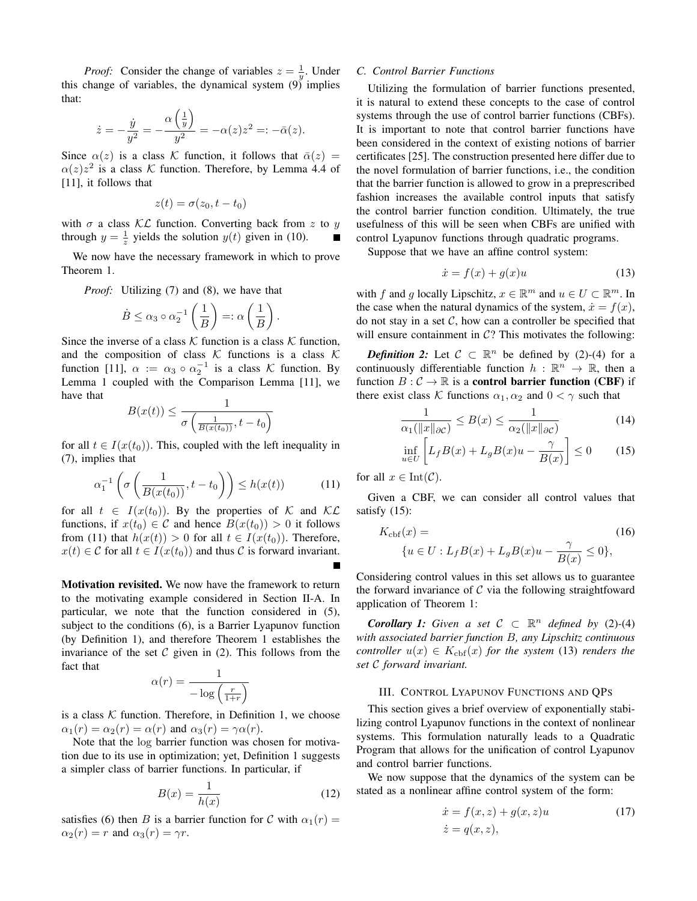*Proof:* Consider the change of variables $z = \frac{1}{y}$. Under this change of variables, the dynamical system (9) implies that:

$$\dot{z} = -\frac{\dot{y}}{y^2} = -\frac{\alpha\left(\frac{1}{y}\right)}{y^2} = -\alpha(z)z^2 =: -\bar{\alpha}(z).$$

Since $\alpha(z)$ is a class $\mathcal{K}$ function, it follows that $\bar{\alpha}(z) = \alpha(z)z^2$ is a class $\mathcal{K}$ function. Therefore, by Lemma 4.4 of [11], it follows that

$$z(t) = \sigma(z_0, t - t_0)$$

with $\sigma$ a class $\mathcal{KL}$ function. Converting back from $z$ to $y$ through $y = \frac{1}{z}$ yields the solution $y(t)$ given in (10). ■

We now have the necessary framework in which to prove Theorem 1.

*Proof:* Utilizing (7) and (8), we have that

$$\dot{B} \leq \alpha_3 \circ \alpha_2^{-1}\left(\frac{1}{B}\right) =: \alpha\left(\frac{1}{B}\right).$$

Since the inverse of a class $\mathcal{K}$ function is a class $\mathcal{K}$ function, and the composition of class $\mathcal{K}$ functions is a class $\mathcal{K}$ function [11], $\alpha := \alpha_3 \circ \alpha_2^{-1}$ is a class $\mathcal{K}$ function. By Lemma 1 coupled with the Comparison Lemma [11], we have that

$$B(x(t)) \leq \frac{1}{\sigma\left(\frac{1}{B(x(t_0))}, t - t_0\right)}$$

for all $t \in I(x(t_0))$. This, coupled with the left inequality in (7), implies that

$$\alpha_1^{-1}\left(\sigma\left(\frac{1}{B(x(t_0))}, t - t_0\right)\right) \leq h(x(t)) \tag{11}$$

for all $t \in I(x(t_0))$. By the properties of $\mathcal{K}$ and $\mathcal{KL}$ functions, if $x(t_0) \in \mathcal{C}$ and hence $B(x(t_0)) > 0$ it follows from (11) that $h(x(t)) > 0$ for all $t \in I(x(t_0))$. Therefore, $x(t) \in \mathcal{C}$ for all $t \in I(x(t_0))$ and thus $\mathcal{C}$ is forward invariant. ■

**Motivation revisited.** We now have the framework to return to the motivating example considered in Section II-A. In particular, we note that the function considered in (5), subject to the conditions (6), is a Barrier Lyapunov function (by Definition 1), and therefore Theorem 1 establishes the invariance of the set $\mathcal{C}$ given in (2). This follows from the fact that

$$\alpha(r) = \frac{1}{-\log\left(\frac{r}{1+r}\right)}$$

is a class $\mathcal{K}$ function. Therefore, in Definition 1, we choose $\alpha_1(r) = \alpha_2(r) = \alpha(r)$ and $\alpha_3(r) = \gamma\alpha(r)$.

Note that the log barrier function was chosen for motivation due to its use in optimization; yet, Definition 1 suggests a simpler class of barrier functions. In particular, if

$$B(x) = \frac{1}{h(x)} \tag{12}$$

satisfies (6) then $B$ is a barrier function for $\mathcal{C}$ with $\alpha_1(r) = \alpha_2(r) = r$ and $\alpha_3(r) = \gamma r$.

### C. Control Barrier Functions

Utilizing the formulation of barrier functions presented, it is natural to extend these concepts to the case of control systems through the use of control barrier functions (CBFs). It is important to note that control barrier functions have been considered in the context of existing notions of barrier certificates [25]. The construction presented here differ due to the novel formulation of barrier functions, i.e., the condition that the barrier function is allowed to grow in a preprescribed fashion increases the available control inputs that satisfy the control barrier function condition. Ultimately, the true usefulness of this will be seen when CBFs are unified with control Lyapunov functions through quadratic programs.

Suppose that we have an affine control system:

$$\dot{x} = f(x) + g(x)u \tag{13}$$

with $f$ and $g$ locally Lipschitz, $x \in \mathbb{R}^m$ and $u \in U \subset \mathbb{R}^m$. In the case when the natural dynamics of the system, $\dot{x} = f(x)$, do not stay in a set $\mathcal{C}$, how can a controller be specified that will ensure containment in $\mathcal{C}$? This motivates the following:

***Definition 2:*** Let $\mathcal{C} \subset \mathbb{R}^n$ be defined by (2)-(4) for a continuously differentiable function $h : \mathbb{R}^n \to \mathbb{R}$, then a function $B : \mathcal{C} \to \mathbb{R}$ is a **control barrier function (CBF)** if there exist class $\mathcal{K}$ functions $\alpha_1, \alpha_2$ and $0 < \gamma$ such that

$$\frac{1}{\alpha_1(\|x\|_{\partial\mathcal{C}})} \leq B(x) \leq \frac{1}{\alpha_2(\|x\|_{\partial\mathcal{C}})} \tag{14}$$

$$\inf_{u \in U}\left[L_f B(x) + L_g B(x)u - \frac{\gamma}{B(x)}\right] \leq 0 \tag{15}$$

for all $x \in \mathrm{Int}(\mathcal{C})$.

Given a CBF, we can consider all control values that satisfy (15):

$$K_{\mathrm{cbf}}(x) = \{u \in U : L_f B(x) + L_g B(x)u - \frac{\gamma}{B(x)} \leq 0\}, \tag{16}$$

Considering control values in this set allows us to guarantee the forward invariance of $\mathcal{C}$ via the following straightfoward application of Theorem 1:

***Corollary 1:*** *Given a set $\mathcal{C} \subset \mathbb{R}^n$ defined by (2)-(4) with associated barrier function $B$, any Lipschitz continuous controller $u(x) \in K_{\mathrm{cbf}}(x)$ for the system (13) renders the set $\mathcal{C}$ forward invariant.*

## III. Control Lyapunov Functions and QPs

This section gives a brief overview of exponentially stabilizing control Lyapunov functions in the context of nonlinear systems. This formulation naturally leads to a Quadratic Program that allows for the unification of control Lyapunov and control barrier functions.

We now suppose that the dynamics of the system can be stated as a nonlinear affine control system of the form:

$$\begin{aligned} \dot{x} &= f(x, z) + g(x, z)u \\ \dot{z} &= q(x, z), \end{aligned} \tag{17}$$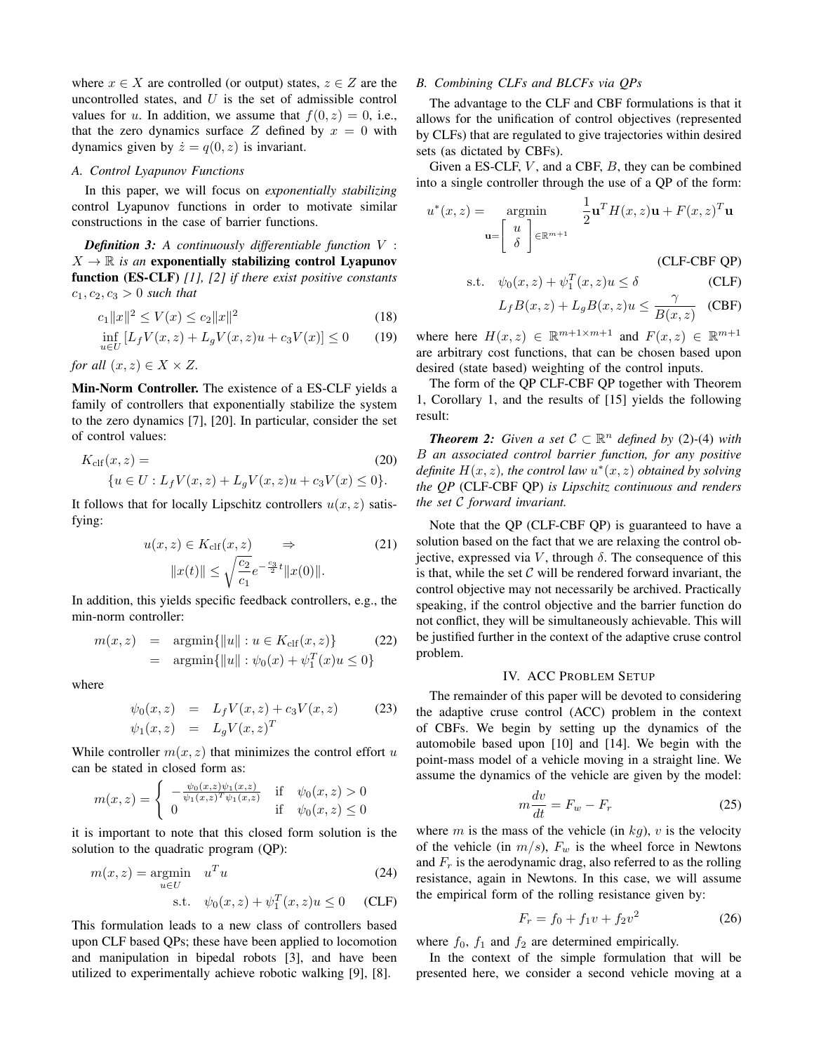where $x \in X$ are controlled (or output) states, $z \in Z$ are the uncontrolled states, and $U$ is the set of admissible control values for $u$. In addition, we assume that $f(0, z) = 0$, i.e., that the zero dynamics surface $Z$ defined by $x = 0$ with dynamics given by $\dot{z} = q(0, z)$ is invariant.

### A. Control Lyapunov Functions

In this paper, we will focus on *exponentially stabilizing* control Lyapunov functions in order to motivate similar constructions in the case of barrier functions.

***Definition 3:*** *A continuously differentiable function $V : X \to \mathbb{R}$ is an* **exponentially stabilizing control Lyapunov function (ES-CLF)** *[1], [2] if there exist positive constants $c_1, c_2, c_3 > 0$ such that*

$$c_1 \|x\|^2 \leq V(x) \leq c_2 \|x\|^2 \tag{18}$$

$$\inf_{u \in U} \left[ L_f V(x, z) + L_g V(x, z) u + c_3 V(x) \right] \leq 0 \tag{19}$$

*for all $(x, z) \in X \times Z$.*

**Min-Norm Controller.** The existence of a ES-CLF yields a family of controllers that exponentially stabilize the system to the zero dynamics [7], [20]. In particular, consider the set of control values:

$$K_{\text{clf}}(x, z) = \{u \in U : L_f V(x, z) + L_g V(x, z) u + c_3 V(x) \leq 0\}. \tag{20}$$

It follows that for locally Lipschitz controllers $u(x, z)$ satisfying:

$$u(x, z) \in K_{\text{clf}}(x, z) \quad \Rightarrow \quad \|x(t)\| \leq \sqrt{\frac{c_2}{c_1}} e^{-\frac{c_3}{2} t} \|x(0)\|. \tag{21}$$

In addition, this yields specific feedback controllers, e.g., the min-norm controller:

$$\begin{aligned} m(x, z) &= \operatorname{argmin}\{\|u\| : u \in K_{\text{clf}}(x, z)\} \\ &= \operatorname{argmin}\{\|u\| : \psi_0(x) + \psi_1^T(x) u \leq 0\} \end{aligned} \tag{22}$$

where

$$\begin{aligned} \psi_0(x, z) &= L_f V(x, z) + c_3 V(x, z) \\ \psi_1(x, z) &= L_g V(x, z)^T \end{aligned} \tag{23}$$

While controller $m(x, z)$ that minimizes the control effort $u$ can be stated in closed form as:

$$m(x, z) = \begin{cases} -\frac{\psi_0(x, z) \psi_1(x, z)}{\psi_1(x, z)^T \psi_1(x, z)} & \text{if} \quad \psi_0(x, z) > 0 \\ 0 & \text{if} \quad \psi_0(x, z) \leq 0 \end{cases}$$

it is important to note that this closed form solution is the solution to the quadratic program (QP):

$$m(x, z) = \underset{u \in U}{\operatorname{argmin}} \quad u^T u \tag{24}$$

$$\text{s.t.} \quad \psi_0(x, z) + \psi_1^T(x, z) u \leq 0 \tag{CLF}$$

This formulation leads to a new class of controllers based upon CLF based QPs; these have been applied to locomotion and manipulation in bipedal robots [3], and have been utilized to experimentally achieve robotic walking [9], [8].

### B. Combining CLFs and BLCFs via QPs

The advantage to the CLF and CBF formulations is that it allows for the unification of control objectives (represented by CLFs) that are regulated to give trajectories within desired sets (as dictated by CBFs).

Given a ES-CLF, $V$, and a CBF, $B$, they can be combined into a single controller through the use of a QP of the form:

$$u^*(x, z) = \underset{\mathbf{u} = \begin{bmatrix} u \\ \delta \end{bmatrix} \in \mathbb{R}^{m+1}}{\operatorname{argmin}} \quad \frac{1}{2} \mathbf{u}^T H(x, z) \mathbf{u} + F(x, z)^T \mathbf{u} \tag{CLF-CBF QP}$$

$$\text{s.t.} \quad \psi_0(x, z) + \psi_1^T(x, z) u \leq \delta \tag{CLF}$$

$$L_f B(x, z) + L_g B(x, z) u \leq \frac{\gamma}{B(x, z)} \tag{CBF}$$

where here $H(x, z) \in \mathbb{R}^{m+1 \times m+1}$ and $F(x, z) \in \mathbb{R}^{m+1}$ are arbitrary cost functions, that can be chosen based upon desired (state based) weighting of the control inputs.

The form of the QP CLF-CBF QP together with Theorem 1, Corollary 1, and the results of [15] yields the following result:

***Theorem 2:*** *Given a set $\mathcal{C} \subset \mathbb{R}^n$ defined by* (2)-(4) *with $B$ an associated control barrier function, for any positive definite $H(x, z)$, the control law $u^*(x, z)$ obtained by solving the QP* (CLF-CBF QP) *is Lipschitz continuous and renders the set $\mathcal{C}$ forward invariant.*

Note that the QP (CLF-CBF QP) is guaranteed to have a solution based on the fact that we are relaxing the control objective, expressed via $V$, through $\delta$. The consequence of this is that, while the set $\mathcal{C}$ will be rendered forward invariant, the control objective may not necessarily be archived. Practically speaking, if the control objective and the barrier function do not conflict, they will be simultaneously achievable. This will be justified further in the context of the adaptive cruse control problem.

## IV. ACC Problem Setup

The remainder of this paper will be devoted to considering the adaptive cruse control (ACC) problem in the context of CBFs. We begin by setting up the dynamics of the automobile based upon [10] and [14]. We begin with the point-mass model of a vehicle moving in a straight line. We assume the dynamics of the vehicle are given by the model:

$$m \frac{dv}{dt} = F_w - F_r \tag{25}$$

where $m$ is the mass of the vehicle (in $kg$), $v$ is the velocity of the vehicle (in $m/s$), $F_w$ is the wheel force in Newtons and $F_r$ is the aerodynamic drag, also referred to as the rolling resistance, again in Newtons. In this case, we will assume the empirical form of the rolling resistance given by:

$$F_r = f_0 + f_1 v + f_2 v^2 \tag{26}$$

where $f_0$, $f_1$ and $f_2$ are determined empirically.

In the context of the simple formulation that will be presented here, we consider a second vehicle moving at a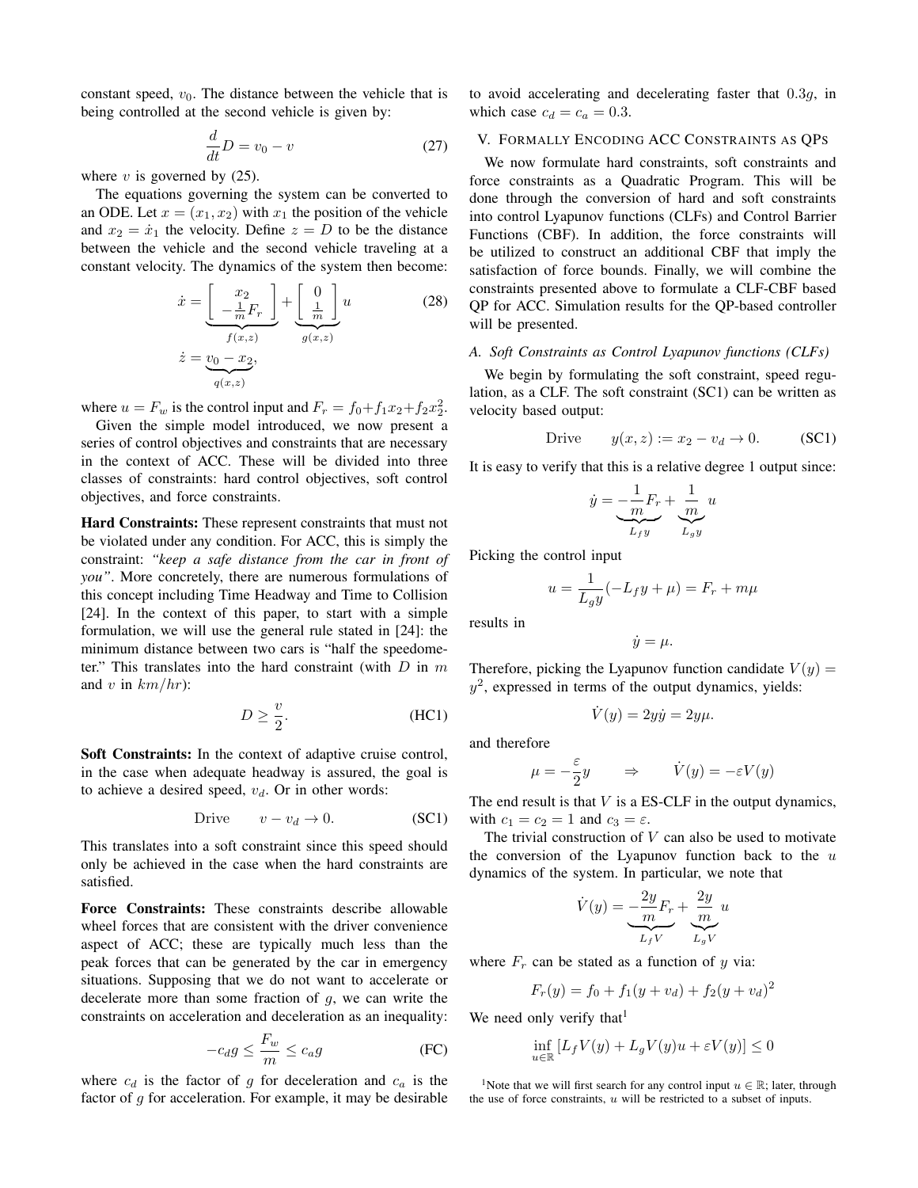constant speed, $v_0$. The distance between the vehicle that is being controlled at the second vehicle is given by:

$$\frac{d}{dt}D = v_0 - v \tag{27}$$

where $v$ is governed by (25).

The equations governing the system can be converted to an ODE. Let $x = (x_1, x_2)$ with $x_1$ the position of the vehicle and $x_2 = \dot{x}_1$ the velocity. Define $z = D$ to be the distance between the vehicle and the second vehicle traveling at a constant velocity. The dynamics of the system then become:

$$\begin{aligned} \dot{x} &= \underbrace{\begin{bmatrix} x_2 \\ -\frac{1}{m}F_r \end{bmatrix}}_{f(x,z)} + \underbrace{\begin{bmatrix} 0 \\ \frac{1}{m} \end{bmatrix}}_{g(x,z)} u \\ \dot{z} &= \underbrace{v_0 - x_2}_{q(x,z)}, \end{aligned} \tag{28}$$

where $u = F_w$ is the control input and $F_r = f_0 + f_1 x_2 + f_2 x_2^2$.

Given the simple model introduced, we now present a series of control objectives and constraints that are necessary in the context of ACC. These will be divided into three classes of constraints: hard control objectives, soft control objectives, and force constraints.

**Hard Constraints:** These represent constraints that must not be violated under any condition. For ACC, this is simply the constraint: *"keep a safe distance from the car in front of you"*. More concretely, there are numerous formulations of this concept including Time Headway and Time to Collision [24]. In the context of this paper, to start with a simple formulation, we will use the general rule stated in [24]: the minimum distance between two cars is "half the speedometer." This translates into the hard constraint (with $D$ in $m$ and $v$ in $km/hr$):

$$D \geq \frac{v}{2}. \tag{HC1}$$

**Soft Constraints:** In the context of adaptive cruise control, in the case when adequate headway is assured, the goal is to achieve a desired speed, $v_d$. Or in other words:

$$\text{Drive} \qquad v - v_d \to 0. \tag{SC1}$$

This translates into a soft constraint since this speed should only be achieved in the case when the hard constraints are satisfied.

**Force Constraints:** These constraints describe allowable wheel forces that are consistent with the driver convenience aspect of ACC; these are typically much less than the peak forces that can be generated by the car in emergency situations. Supposing that we do not want to accelerate or decelerate more than some fraction of $g$, we can write the constraints on acceleration and deceleration as an inequality:

$$-c_d g \leq \frac{F_w}{m} \leq c_a g \tag{FC}$$

where $c_d$ is the factor of $g$ for deceleration and $c_a$ is the factor of $g$ for acceleration. For example, it may be desirable to avoid accelerating and decelerating faster that $0.3g$, in which case $c_d = c_a = 0.3$.

## V. Formally Encoding ACC Constraints as QPs

We now formulate hard constraints, soft constraints and force constraints as a Quadratic Program. This will be done through the conversion of hard and soft constraints into control Lyapunov functions (CLFs) and Control Barrier Functions (CBF). In addition, the force constraints will be utilized to construct an additional CBF that imply the satisfaction of force bounds. Finally, we will combine the constraints presented above to formulate a CLF-CBF based QP for ACC. Simulation results for the QP-based controller will be presented.

### A. Soft Constraints as Control Lyapunov functions (CLFs)

We begin by formulating the soft constraint, speed regulation, as a CLF. The soft constraint (SC1) can be written as velocity based output:

$$\text{Drive} \qquad y(x,z) := x_2 - v_d \to 0. \tag{SC1}$$

It is easy to verify that this is a relative degree 1 output since:

$$\dot{y} = \underbrace{-\frac{1}{m}F_r}_{L_f y} + \underbrace{\frac{1}{m}}_{L_g y} u$$

Picking the control input

$$u = \frac{1}{L_g y}(-L_f y + \mu) = F_r + m\mu$$

results in

$$\dot{y} = \mu.$$

Therefore, picking the Lyapunov function candidate $V(y) = y^2$, expressed in terms of the output dynamics, yields:

$$\dot{V}(y) = 2y\dot{y} = 2y\mu.$$

and therefore

$$\mu = -\frac{\varepsilon}{2}y \qquad \Rightarrow \qquad \dot{V}(y) = -\varepsilon V(y)$$

The end result is that $V$ is a ES-CLF in the output dynamics, with $c_1 = c_2 = 1$ and $c_3 = \varepsilon$.

The trivial construction of $V$ can also be used to motivate the conversion of the Lyapunov function back to the $u$ dynamics of the system. In particular, we note that

$$\dot{V}(y) = \underbrace{-\frac{2y}{m}F_r}_{L_f V} + \underbrace{\frac{2y}{m}}_{L_g V} u$$

where $F_r$ can be stated as a function of $y$ via:

$$F_r(y) = f_0 + f_1(y + v_d) + f_2(y + v_d)^2$$

We need only verify that[1]

$$\inf_{u \in \mathbb{R}} \left[ L_f V(y) + L_g V(y) u + \varepsilon V(y) \right] \leq 0$$

[1] Note that we will first search for any control input $u \in \mathbb{R}$; later, through the use of force constraints, $u$ will be restricted to a subset of inputs.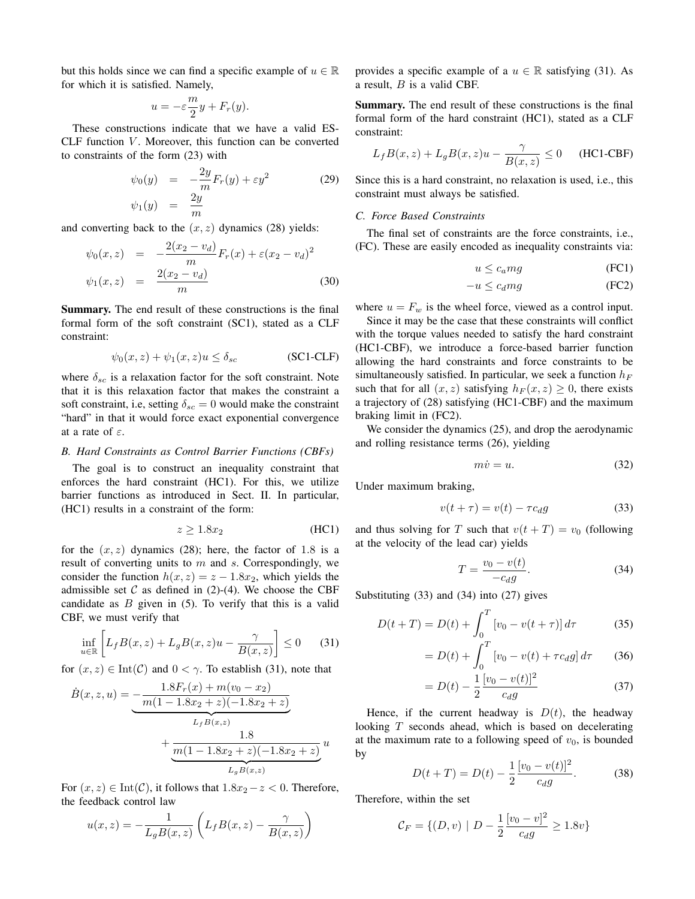but this holds since we can find a specific example of $u \in \mathbb{R}$ for which it is satisfied. Namely,

$$u = -\varepsilon \frac{m}{2} y + F_r(y).$$

These constructions indicate that we have a valid ES-CLF function $V$. Moreover, this function can be converted to constraints of the form (23) with

$$\begin{aligned} \psi_0(y) &= -\frac{2y}{m} F_r(y) + \varepsilon y^2 \\ \psi_1(y) &= \frac{2y}{m} \end{aligned} \tag{29}$$

and converting back to the $(x, z)$ dynamics (28) yields:

$$\begin{aligned} \psi_0(x, z) &= -\frac{2(x_2 - v_d)}{m} F_r(x) + \varepsilon (x_2 - v_d)^2 \\ \psi_1(x, z) &= \frac{2(x_2 - v_d)}{m} \end{aligned} \tag{30}$$

**Summary.** The end result of these constructions is the final formal form of the soft constraint (SC1), stated as a CLF constraint:

$$\psi_0(x, z) + \psi_1(x, z) u \leq \delta_{sc} \qquad \text{(SC1-CLF)}$$

where $\delta_{sc}$ is a relaxation factor for the soft constraint. Note that it is this relaxation factor that makes the constraint a soft constraint, i.e, setting $\delta_{sc} = 0$ would make the constraint "hard" in that it would force exact exponential convergence at a rate of $\varepsilon$.

### B. Hard Constraints as Control Barrier Functions (CBFs)

The goal is to construct an inequality constraint that enforces the hard constraint (HC1). For this, we utilize barrier functions as introduced in Sect. II. In particular, (HC1) results in a constraint of the form:

$$z \geq 1.8 x_2 \qquad \text{(HC1)}$$

for the $(x, z)$ dynamics (28); here, the factor of 1.8 is a result of converting units to $m$ and $s$. Correspondingly, we consider the function $h(x, z) = z - 1.8 x_2$, which yields the admissible set $\mathcal{C}$ as defined in (2)-(4). We choose the CBF candidate as $B$ given in (5). To verify that this is a valid CBF, we must verify that

$$\inf_{u \in \mathbb{R}} \left[ L_f B(x, z) + L_g B(x, z) u - \frac{\gamma}{B(x, z)} \right] \leq 0 \tag{31}$$

for $(x, z) \in \text{Int}(\mathcal{C})$ and $0 < \gamma$. To establish (31), note that

$$\dot{B}(x, z, u) = \underbrace{-\frac{1.8 F_r(x) + m(v_0 - x_2)}{m(1 - 1.8x_2 + z)(-1.8x_2 + z)}}_{L_f B(x,z)} + \underbrace{\frac{1.8}{m(1 - 1.8x_2 + z)(-1.8x_2 + z)}}_{L_g B(x,z)} u$$

For $(x, z) \in \text{Int}(\mathcal{C})$, it follows that $1.8x_2 - z < 0$. Therefore, the feedback control law

$$u(x, z) = -\frac{1}{L_g B(x, z)} \left( L_f B(x, z) - \frac{\gamma}{B(x, z)} \right)$$

provides a specific example of a $u \in \mathbb{R}$ satisfying (31). As a result, $B$ is a valid CBF.

**Summary.** The end result of these constructions is the final formal form of the hard constraint (HC1), stated as a CLF constraint:

$$L_f B(x, z) + L_g B(x, z) u - \frac{\gamma}{B(x, z)} \leq 0 \qquad \text{(HC1-CBF)}$$

Since this is a hard constraint, no relaxation is used, i.e., this constraint must always be satisfied.

### C. Force Based Constraints

The final set of constraints are the force constraints, i.e., (FC). These are easily encoded as inequality constraints via:

$$u \leq c_a m g \qquad \text{(FC1)}$$

$$-u \leq c_d m g \qquad \text{(FC2)}$$

where $u = F_w$ is the wheel force, viewed as a control input.

Since it may be the case that these constraints will conflict with the torque values needed to satisfy the hard constraint (HC1-CBF), we introduce a force-based barrier function allowing the hard constraints and force constraints to be simultaneously satisfied. In particular, we seek a function $h_F$ such that for all $(x, z)$ satisfying $h_F(x, z) \geq 0$, there exists a trajectory of (28) satisfying (HC1-CBF) and the maximum braking limit in (FC2).

We consider the dynamics (25), and drop the aerodynamic and rolling resistance terms (26), yielding

$$m\dot{v} = u. \tag{32}$$

Under maximum braking,

$$v(t + \tau) = v(t) - \tau c_d g \tag{33}$$

and thus solving for $T$ such that $v(t + T) = v_0$ (following at the velocity of the lead car) yields

$$T = \frac{v_0 - v(t)}{-c_d g}. \tag{34}$$

Substituting (33) and (34) into (27) gives

$$D(t + T) = D(t) + \int_0^T \left[ v_0 - v(t + \tau) \right] d\tau \tag{35}$$

$$= D(t) + \int_0^T \left[ v_0 - v(t) + \tau c_d g \right] d\tau \tag{36}$$

$$= D(t) - \frac{1}{2} \frac{\left[ v_0 - v(t) \right]^2}{c_d g} \tag{37}$$

Hence, if the current headway is $D(t)$, the headway looking $T$ seconds ahead, which is based on decelerating at the maximum rate to a following speed of $v_0$, is bounded by

$$D(t + T) = D(t) - \frac{1}{2} \frac{\left[ v_0 - v(t) \right]^2}{c_d g}. \tag{38}$$

Therefore, within the set

$$\mathcal{C}_F = \{ (D, v) \mid D - \frac{1}{2} \frac{\left[ v_0 - v \right]^2}{c_d g} \geq 1.8 v \}$$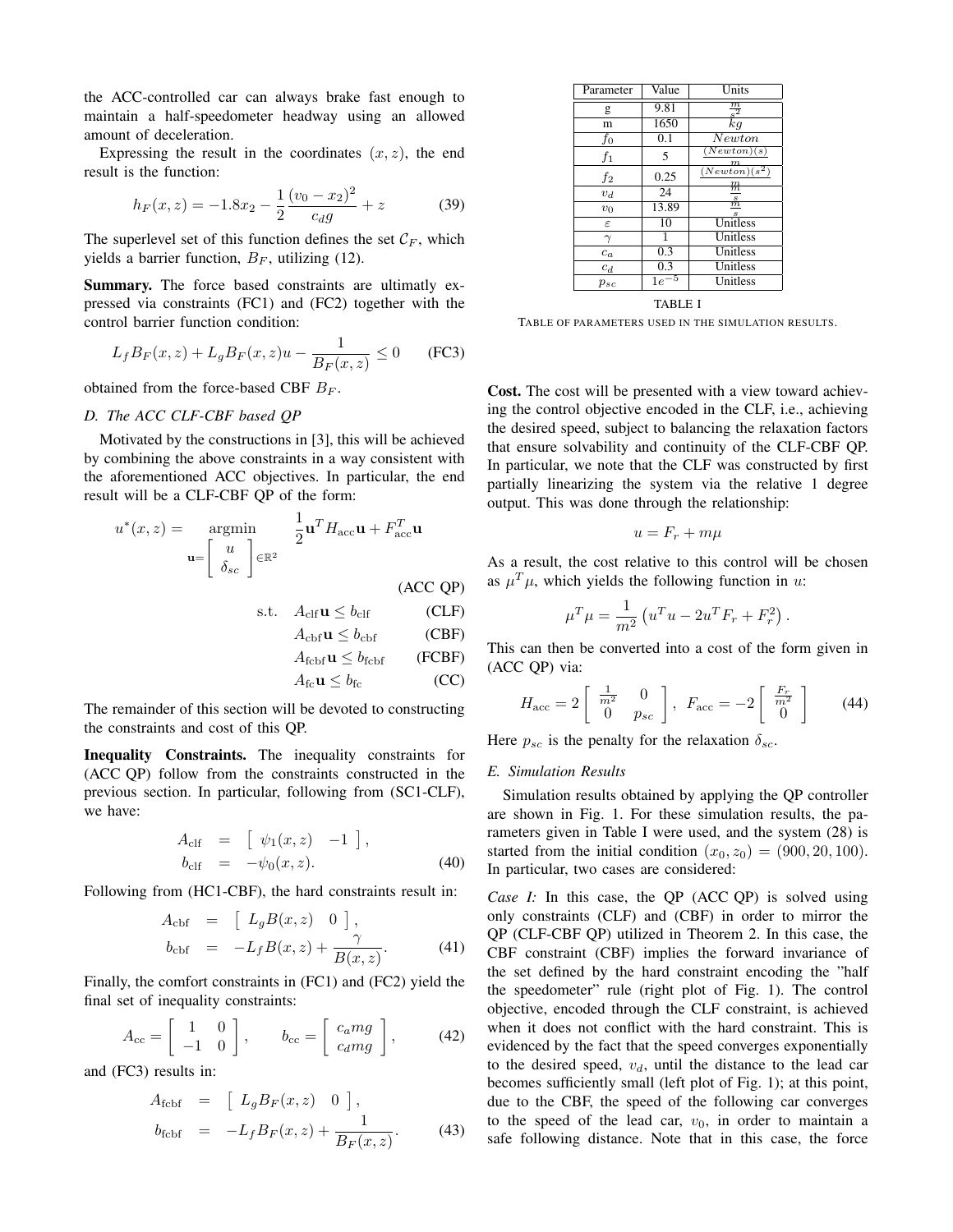the ACC-controlled car can always brake fast enough to maintain a half-speedometer headway using an allowed amount of deceleration.

Expressing the result in the coordinates $(x, z)$, the end result is the function:

$$h_F(x, z) = -1.8x_2 - \frac{1}{2}\frac{(v_0 - x_2)^2}{c_d g} + z \tag{39}$$

The superlevel set of this function defines the set $\mathcal{C}_F$, which yields a barrier function, $B_F$, utilizing (12).

**Summary.** The force based constraints are ultimatly expressed via constraints (FC1) and (FC2) together with the control barrier function condition:

$$L_f B_F(x, z) + L_g B_F(x, z)u - \frac{1}{B_F(x, z)} \leq 0 \qquad \text{(FC3)}$$

obtained from the force-based CBF $B_F$.

### *D. The ACC CLF-CBF based QP*

Motivated by the constructions in [3], this will be achieved by combining the above constraints in a way consistent with the aforementioned ACC objectives. In particular, the end result will be a CLF-CBF QP of the form:

$$u^*(x, z) = \underset{\mathbf{u}=\begin{bmatrix} u \\ \delta_{sc} \end{bmatrix} \in \mathbb{R}^2}{\operatorname{argmin}} \quad \frac{1}{2}\mathbf{u}^T H_{\text{acc}} \mathbf{u} + F_{\text{acc}}^T \mathbf{u} \qquad \text{(ACC QP)}$$

$$\begin{aligned}
\text{s.t.} \quad & A_{\text{clf}} \mathbf{u} \leq b_{\text{clf}} && \text{(CLF)} \\
& A_{\text{cbf}} \mathbf{u} \leq b_{\text{cbf}} && \text{(CBF)} \\
& A_{\text{fcbf}} \mathbf{u} \leq b_{\text{fcbf}} && \text{(FCBF)} \\
& A_{\text{fc}} \mathbf{u} \leq b_{\text{fc}} && \text{(CC)}
\end{aligned}$$

The remainder of this section will be devoted to constructing the constraints and cost of this QP.

**Inequality Constraints.** The inequality constraints for (ACC QP) follow from the constraints constructed in the previous section. In particular, following from (SC1-CLF), we have:

$$\begin{aligned}
A_{\text{clf}} &= \begin{bmatrix} \psi_1(x, z) & -1 \end{bmatrix}, \\
b_{\text{clf}} &= -\psi_0(x, z).
\end{aligned} \tag{40}$$

Following from (HC1-CBF), the hard constraints result in:

$$\begin{aligned}
A_{\text{cbf}} &= \begin{bmatrix} L_g B(x, z) & 0 \end{bmatrix}, \\
b_{\text{cbf}} &= -L_f B(x, z) + \frac{\gamma}{B(x, z)}.
\end{aligned} \tag{41}$$

Finally, the comfort constraints in (FC1) and (FC2) yield the final set of inequality constraints:

$$A_{\text{cc}} = \begin{bmatrix} 1 & 0 \\ -1 & 0 \end{bmatrix}, \qquad b_{\text{cc}} = \begin{bmatrix} c_a m g \\ c_d m g \end{bmatrix}, \tag{42}$$

and (FC3) results in:

$$\begin{aligned}
A_{\text{fcbf}} &= \begin{bmatrix} L_g B_F(x, z) & 0 \end{bmatrix}, \\
b_{\text{fcbf}} &= -L_f B_F(x, z) + \frac{1}{B_F(x, z)}.
\end{aligned} \tag{43}$$

| Parameter | Value | Units |
|---|---|---|
| g | 9.81 | $\frac{m}{s^2}$ |
| m | 1650 | $kg$ |
| $f_0$ | 0.1 | $Newton$ |
| $f_1$ | 5 | $\frac{(Newton)(s)}{m}$ |
| $f_2$ | 0.25 | $\frac{(Newton)(s^2)}{m}$ |
| $v_d$ | 24 | $\frac{m}{s}$ |
| $v_0$ | 13.89 | $\frac{m}{s}$ |
| $\varepsilon$ | 10 | Unitless |
| $\gamma$ | 1 | Unitless |
| $c_a$ | 0.3 | Unitless |
| $c_d$ | 0.3 | Unitless |
| $p_{sc}$ | $1e^{-5}$ | Unitless |

TABLE I
TABLE OF PARAMETERS USED IN THE SIMULATION RESULTS.

**Cost.** The cost will be presented with a view toward achieving the control objective encoded in the CLF, i.e., achieving the desired speed, subject to balancing the relaxation factors that ensure solvability and continuity of the CLF-CBF QP. In particular, we note that the CLF was constructed by first partially linearizing the system via the relative 1 degree output. This was done through the relationship:

$$u = F_r + m\mu$$

As a result, the cost relative to this control will be chosen as $\mu^T \mu$, which yields the following function in $u$:

$$\mu^T \mu = \frac{1}{m^2}\left(u^T u - 2u^T F_r + F_r^2\right).$$

This can then be converted into a cost of the form given in (ACC QP) via:

$$H_{\text{acc}} = 2\begin{bmatrix} \frac{1}{m^2} & 0 \\ 0 & p_{sc} \end{bmatrix}, \quad F_{\text{acc}} = -2\begin{bmatrix} \frac{F_r}{m^2} \\ 0 \end{bmatrix} \tag{44}$$

Here $p_{sc}$ is the penalty for the relaxation $\delta_{sc}$.

### *E. Simulation Results*

Simulation results obtained by applying the QP controller are shown in Fig. 1. For these simulation results, the parameters given in Table I were used, and the system (28) is started from the initial condition $(x_0, z_0) = (900, 20, 100)$. In particular, two cases are considered:

*Case I:* In this case, the QP (ACC QP) is solved using only constraints (CLF) and (CBF) in order to mirror the QP (CLF-CBF QP) utilized in Theorem 2. In this case, the CBF constraint (CBF) implies the forward invariance of the set defined by the hard constraint encoding the "half the speedometer" rule (right plot of Fig. 1). The control objective, encoded through the CLF constraint, is achieved when it does not conflict with the hard constraint. This is evidenced by the fact that the speed converges exponentially to the desired speed, $v_d$, until the distance to the lead car becomes sufficiently small (left plot of Fig. 1); at this point, due to the CBF, the speed of the following car converges to the speed of the lead car, $v_0$, in order to maintain a safe following distance. Note that in this case, the force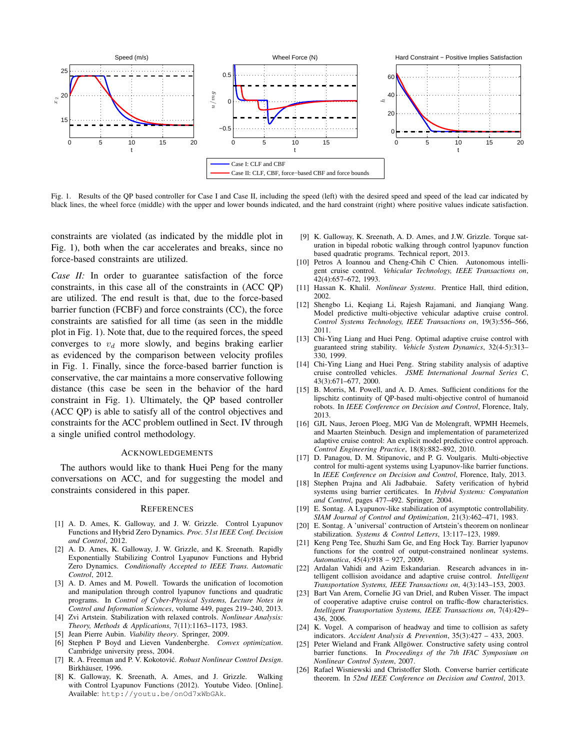Speed (m/s)

25
20
15
$x_2$
0 5 10 15 20
t

Wheel Force (N)

0.5
0
−0.5
$u/mg$
0 5 10 15
t

Hard Constraint − Positive Implies Satisfaction

60
40
20
0
$h$
0 5 10 15 20
t

Case I: CLF and CBF
Case II: CLF, CBF, force−based CBF and force bounds

Fig. 1. Results of the QP based controller for Case I and Case II, including the speed (left) with the desired speed and speed of the lead car indicated by black lines, the wheel force (middle) with the upper and lower bounds indicated, and the hard constraint (right) where positive values indicate satisfaction.

constraints are violated (as indicated by the middle plot in Fig. 1), both when the car accelerates and breaks, since no force-based constraints are utilized.

*Case II:* In order to guarantee satisfaction of the force constraints, in this case all of the constraints in (ACC QP) are utilized. The end result is that, due to the force-based barrier function (FCBF) and force constraints (CC), the force constraints are satisfied for all time (as seen in the middle plot in Fig. 1). Note that, due to the required forces, the speed converges to $v_d$ more slowly, and begins braking earlier as evidenced by the comparison between velocity profiles in Fig. 1. Finally, since the force-based barrier function is conservative, the car maintains a more conservative following distance (this case be seen in the behavior of the hard constraint in Fig. 1). Ultimately, the QP based controller (ACC QP) is able to satisfy all of the control objectives and constraints for the ACC problem outlined in Sect. IV through a single unified control methodology.

## Acknowledgements

The authors would like to thank Huei Peng for the many conversations on ACC, and for suggesting the model and constraints considered in this paper.

## References

[1] A. D. Ames, K. Galloway, and J. W. Grizzle. Control Lyapunov Functions and Hybrid Zero Dynamics. *Proc. 51st IEEE Conf. Decision and Control*, 2012.

[2] A. D. Ames, K. Galloway, J. W. Grizzle, and K. Sreenath. Rapidly Exponentially Stabilizing Control Lyapunov Functions and Hybrid Zero Dynamics. *Conditionally Accepted to IEEE Trans. Automatic Control*, 2012.

[3] A. D. Ames and M. Powell. Towards the unification of locomotion and manipulation through control lyapunov functions and quadratic programs. In *Control of Cyber-Physical Systems, Lecture Notes in Control and Information Sciences*, volume 449, pages 219–240, 2013.

[4] Zvi Artstein. Stabilization with relaxed controls. *Nonlinear Analysis: Theory, Methods & Applications*, 7(11):1163–1173, 1983.

[5] Jean Pierre Aubin. *Viability theory*. Springer, 2009.

[6] Stephen P Boyd and Lieven Vandenberghe. *Convex optimization*. Cambridge university press, 2004.

[7] R. A. Freeman and P. V. Kokotović. *Robust Nonlinear Control Design*. Birkhäuser, 1996.

[8] K. Galloway, K. Sreenath, A. Ames, and J. Grizzle. Walking with Control Lyapunov Functions (2012). Youtube Video. [Online]. Available: http://youtu.be/onOd7xWbGAk.

[9] K. Galloway, K. Sreenath, A. D. Ames, and J.W. Grizzle. Torque saturation in bipedal robotic walking through control lyapunov function based quadratic programs. Technical report, 2013.

[10] Petros A Ioannou and Cheng-Chih C Chien. Autonomous intelligent cruise control. *Vehicular Technology, IEEE Transactions on*, 42(4):657–672, 1993.

[11] Hassan K. Khalil. *Nonlinear Systems*. Prentice Hall, third edition, 2002.

[12] Shengbo Li, Keqiang Li, Rajesh Rajamani, and Jianqiang Wang. Model predictive multi-objective vehicular adaptive cruise control. *Control Systems Technology, IEEE Transactions on*, 19(3):556–566, 2011.

[13] Chi-Ying Liang and Huei Peng. Optimal adaptive cruise control with guaranteed string stability. *Vehicle System Dynamics*, 32(4-5):313–330, 1999.

[14] Chi-Ying Liang and Huei Peng. String stability analysis of adaptive cruise controlled vehicles. *JSME International Journal Series C*, 43(3):671–677, 2000.

[15] B. Morris, M. Powell, and A. D. Ames. Sufficient conditions for the lipschitz continuity of QP-based multi-objective control of humanoid robots. In *IEEE Conference on Decision and Control*, Florence, Italy, 2013.

[16] GJL Naus, Jeroen Ploeg, MJG Van de Molengraft, WPMH Heemels, and Maarten Steinbuch. Design and implementation of parameterized adaptive cruise control: An explicit model predictive control approach. *Control Engineering Practice*, 18(8):882–892, 2010.

[17] D. Panagou, D. M. Stipanovic, and P. G. Voulgaris. Multi-objective control for multi-agent systems using Lyapunov-like barrier functions. In *IEEE Conference on Decision and Control*, Florence, Italy, 2013.

[18] Stephen Prajna and Ali Jadbabaie. Safety verification of hybrid systems using barrier certificates. In *Hybrid Systems: Computation and Control*, pages 477–492. Springer, 2004.

[19] E. Sontag. A Lyapunov-like stabilization of asymptotic controllability. *SIAM Journal of Control and Optimization*, 21(3):462–471, 1983.

[20] E. Sontag. A 'universal' contruction of Artstein's theorem on nonlinear stabilization. *Systems & Control Letters*, 13:117–123, 1989.

[21] Keng Peng Tee, Shuzhi Sam Ge, and Eng Hock Tay. Barrier lyapunov functions for the control of output-constrained nonlinear systems. *Automatica*, 45(4):918 – 927, 2009.

[22] Ardalan Vahidi and Azim Eskandarian. Research advances in intelligent collision avoidance and adaptive cruise control. *Intelligent Transportation Systems, IEEE Transactions on*, 4(3):143–153, 2003.

[23] Bart Van Arem, Cornelie JG van Driel, and Ruben Visser. The impact of cooperative adaptive cruise control on traffic-flow characteristics. *Intelligent Transportation Systems, IEEE Transactions on*, 7(4):429–436, 2006.

[24] K. Vogel. A comparison of headway and time to collision as safety indicators. *Accident Analysis & Prevention*, 35(3):427 – 433, 2003.

[25] Peter Wieland and Frank Allgöwer. Constructive safety using control barrier functions. In *Proceedings of the 7th IFAC Symposium on Nonlinear Control System*, 2007.

[26] Rafael Wisniewski and Christoffer Sloth. Converse barrier certificate theorem. In *52nd IEEE Conference on Decision and Control*, 2013.